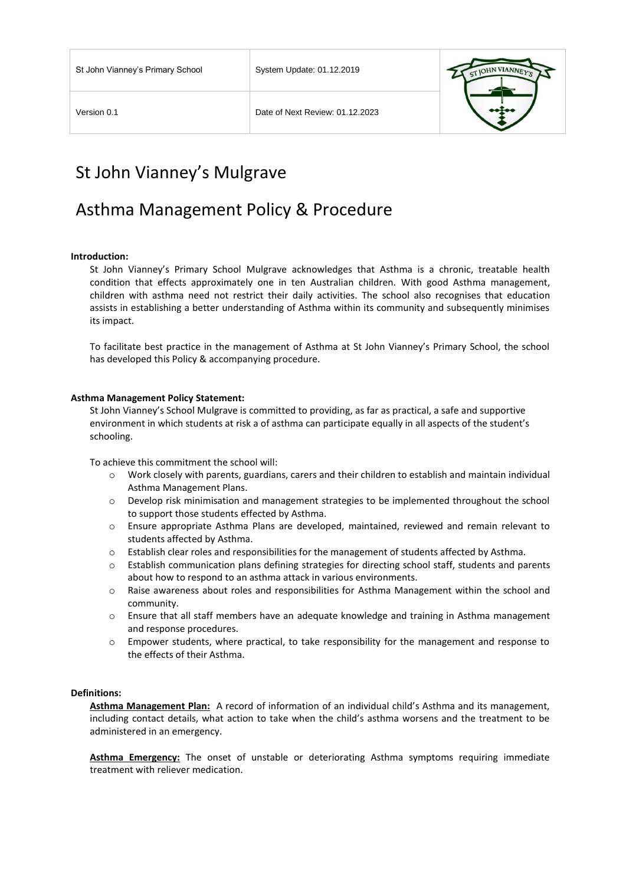| St John Vianney's Primary School | System Update: 01.12.2019 |
| --- | --- |
| Version 0.1 | Date of Next Review: 01.12.2023 |

# St John Vianney's Mulgrave

# Asthma Management Policy & Procedure

**Introduction:**

St John Vianney's Primary School Mulgrave acknowledges that Asthma is a chronic, treatable health condition that effects approximately one in ten Australian children. With good Asthma management, children with asthma need not restrict their daily activities. The school also recognises that education assists in establishing a better understanding of Asthma within its community and subsequently minimises its impact.

To facilitate best practice in the management of Asthma at St John Vianney's Primary School, the school has developed this Policy & accompanying procedure.

**Asthma Management Policy Statement:**

St John Vianney's School Mulgrave is committed to providing, as far as practical, a safe and supportive environment in which students at risk a of asthma can participate equally in all aspects of the student's schooling.

To achieve this commitment the school will:

- Work closely with parents, guardians, carers and their children to establish and maintain individual Asthma Management Plans.
- Develop risk minimisation and management strategies to be implemented throughout the school to support those students effected by Asthma.
- Ensure appropriate Asthma Plans are developed, maintained, reviewed and remain relevant to students affected by Asthma.
- Establish clear roles and responsibilities for the management of students affected by Asthma.
- Establish communication plans defining strategies for directing school staff, students and parents about how to respond to an asthma attack in various environments.
- Raise awareness about roles and responsibilities for Asthma Management within the school and community.
- Ensure that all staff members have an adequate knowledge and training in Asthma management and response procedures.
- Empower students, where practical, to take responsibility for the management and response to the effects of their Asthma.

**Definitions:**

**Asthma Management Plan:** A record of information of an individual child's Asthma and its management, including contact details, what action to take when the child's asthma worsens and the treatment to be administered in an emergency.

**Asthma Emergency:** The onset of unstable or deteriorating Asthma symptoms requiring immediate treatment with reliever medication.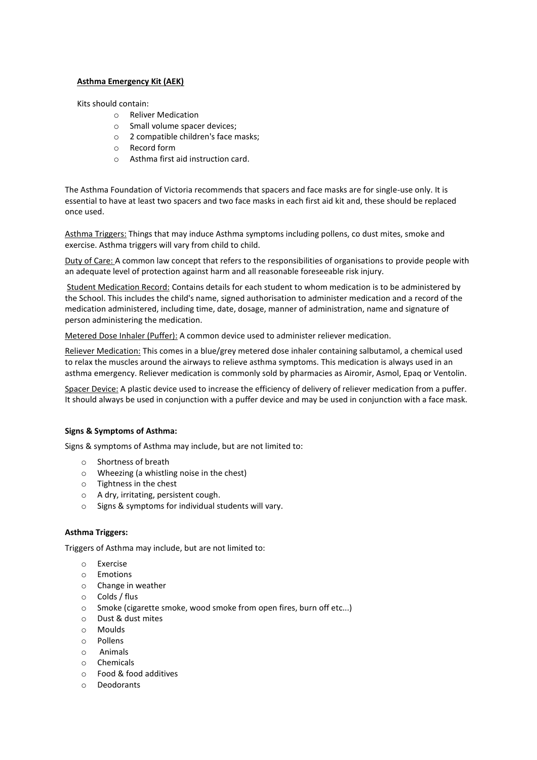**Asthma Emergency Kit (AEK)**

Kits should contain:

- Reliver Medication
- Small volume spacer devices;
- 2 compatible children's face masks;
- Record form
- Asthma first aid instruction card.

The Asthma Foundation of Victoria recommends that spacers and face masks are for single-use only. It is essential to have at least two spacers and two face masks in each first aid kit and, these should be replaced once used.

Asthma Triggers: Things that may induce Asthma symptoms including pollens, co dust mites, smoke and exercise. Asthma triggers will vary from child to child.

Duty of Care: A common law concept that refers to the responsibilities of organisations to provide people with an adequate level of protection against harm and all reasonable foreseeable risk injury.

Student Medication Record: Contains details for each student to whom medication is to be administered by the School. This includes the child's name, signed authorisation to administer medication and a record of the medication administered, including time, date, dosage, manner of administration, name and signature of person administering the medication.

Metered Dose Inhaler (Puffer): A common device used to administer reliever medication.

Reliever Medication: This comes in a blue/grey metered dose inhaler containing salbutamol, a chemical used to relax the muscles around the airways to relieve asthma symptoms. This medication is always used in an asthma emergency. Reliever medication is commonly sold by pharmacies as Airomir, Asmol, Epaq or Ventolin.

Spacer Device: A plastic device used to increase the efficiency of delivery of reliever medication from a puffer. It should always be used in conjunction with a puffer device and may be used in conjunction with a face mask.

**Signs & Symptoms of Asthma:**

Signs & symptoms of Asthma may include, but are not limited to:

- Shortness of breath
- Wheezing (a whistling noise in the chest)
- Tightness in the chest
- A dry, irritating, persistent cough.
- Signs & symptoms for individual students will vary.

**Asthma Triggers:**

Triggers of Asthma may include, but are not limited to:

- Exercise
- Emotions
- Change in weather
- Colds / flus
- Smoke (cigarette smoke, wood smoke from open fires, burn off etc...)
- Dust & dust mites
- Moulds
- Pollens
- Animals
- Chemicals
- Food & food additives
- Deodorants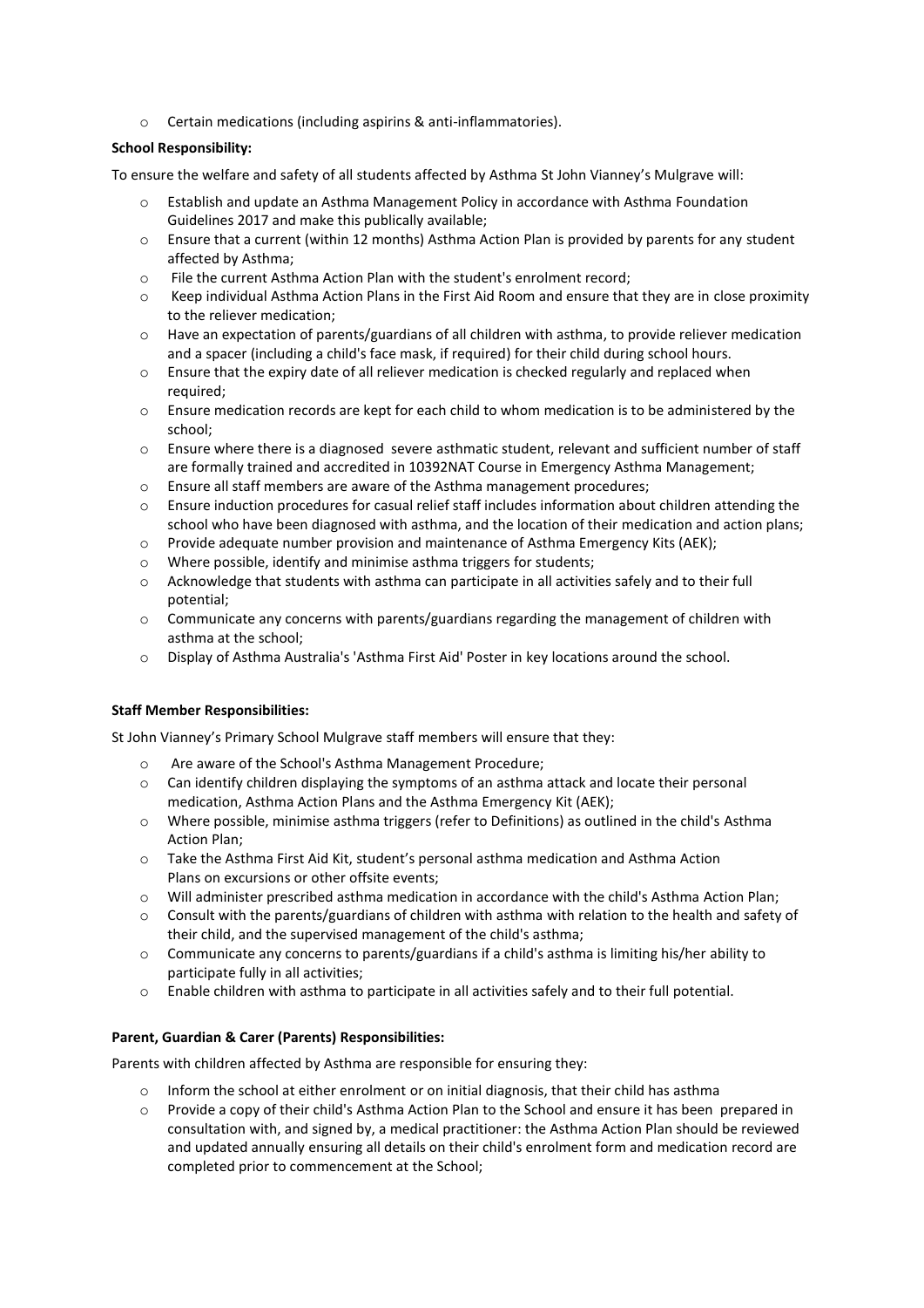- Certain medications (including aspirins & anti-inflammatories).

**School Responsibility:**

To ensure the welfare and safety of all students affected by Asthma St John Vianney's Mulgrave will:

- Establish and update an Asthma Management Policy in accordance with Asthma Foundation Guidelines 2017 and make this publically available;
- Ensure that a current (within 12 months) Asthma Action Plan is provided by parents for any student affected by Asthma;
- File the current Asthma Action Plan with the student's enrolment record;
- Keep individual Asthma Action Plans in the First Aid Room and ensure that they are in close proximity to the reliever medication;
- Have an expectation of parents/guardians of all children with asthma, to provide reliever medication and a spacer (including a child's face mask, if required) for their child during school hours.
- Ensure that the expiry date of all reliever medication is checked regularly and replaced when required;
- Ensure medication records are kept for each child to whom medication is to be administered by the school;
- Ensure where there is a diagnosed severe asthmatic student, relevant and sufficient number of staff are formally trained and accredited in 10392NAT Course in Emergency Asthma Management;
- Ensure all staff members are aware of the Asthma management procedures;
- Ensure induction procedures for casual relief staff includes information about children attending the school who have been diagnosed with asthma, and the location of their medication and action plans;
- Provide adequate number provision and maintenance of Asthma Emergency Kits (AEK);
- Where possible, identify and minimise asthma triggers for students;
- Acknowledge that students with asthma can participate in all activities safely and to their full potential;
- Communicate any concerns with parents/guardians regarding the management of children with asthma at the school;
- Display of Asthma Australia's 'Asthma First Aid' Poster in key locations around the school.

**Staff Member Responsibilities:**

St John Vianney's Primary School Mulgrave staff members will ensure that they:

- Are aware of the School's Asthma Management Procedure;
- Can identify children displaying the symptoms of an asthma attack and locate their personal medication, Asthma Action Plans and the Asthma Emergency Kit (AEK);
- Where possible, minimise asthma triggers (refer to Definitions) as outlined in the child's Asthma Action Plan;
- Take the Asthma First Aid Kit, student's personal asthma medication and Asthma Action Plans on excursions or other offsite events;
- Will administer prescribed asthma medication in accordance with the child's Asthma Action Plan;
- Consult with the parents/guardians of children with asthma with relation to the health and safety of their child, and the supervised management of the child's asthma;
- Communicate any concerns to parents/guardians if a child's asthma is limiting his/her ability to participate fully in all activities;
- Enable children with asthma to participate in all activities safely and to their full potential.

**Parent, Guardian & Carer (Parents) Responsibilities:**

Parents with children affected by Asthma are responsible for ensuring they:

- Inform the school at either enrolment or on initial diagnosis, that their child has asthma
- Provide a copy of their child's Asthma Action Plan to the School and ensure it has been prepared in consultation with, and signed by, a medical practitioner: the Asthma Action Plan should be reviewed and updated annually ensuring all details on their child's enrolment form and medication record are completed prior to commencement at the School;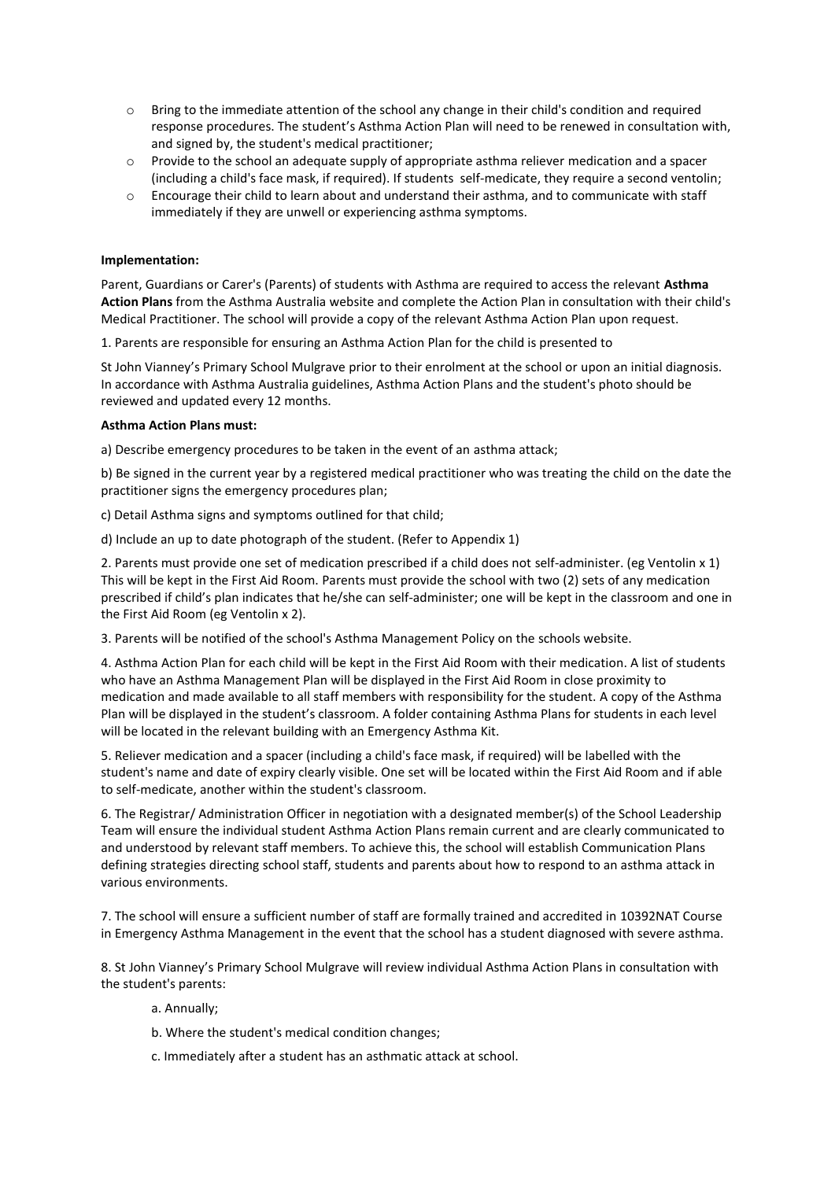- Bring to the immediate attention of the school any change in their child's condition and required response procedures. The student's Asthma Action Plan will need to be renewed in consultation with, and signed by, the student's medical practitioner;
- Provide to the school an adequate supply of appropriate asthma reliever medication and a spacer (including a child's face mask, if required). If students self-medicate, they require a second ventolin;
- Encourage their child to learn about and understand their asthma, and to communicate with staff immediately if they are unwell or experiencing asthma symptoms.

**Implementation:**

Parent, Guardians or Carer's (Parents) of students with Asthma are required to access the relevant **Asthma Action Plans** from the Asthma Australia website and complete the Action Plan in consultation with their child's Medical Practitioner. The school will provide a copy of the relevant Asthma Action Plan upon request.

1. Parents are responsible for ensuring an Asthma Action Plan for the child is presented to

St John Vianney's Primary School Mulgrave prior to their enrolment at the school or upon an initial diagnosis. In accordance with Asthma Australia guidelines, Asthma Action Plans and the student's photo should be reviewed and updated every 12 months.

**Asthma Action Plans must:**

a) Describe emergency procedures to be taken in the event of an asthma attack;

b) Be signed in the current year by a registered medical practitioner who was treating the child on the date the practitioner signs the emergency procedures plan;

c) Detail Asthma signs and symptoms outlined for that child;

d) Include an up to date photograph of the student. (Refer to Appendix 1)

2. Parents must provide one set of medication prescribed if a child does not self-administer. (eg Ventolin x 1) This will be kept in the First Aid Room. Parents must provide the school with two (2) sets of any medication prescribed if child's plan indicates that he/she can self-administer; one will be kept in the classroom and one in the First Aid Room (eg Ventolin x 2).

3. Parents will be notified of the school's Asthma Management Policy on the schools website.

4. Asthma Action Plan for each child will be kept in the First Aid Room with their medication. A list of students who have an Asthma Management Plan will be displayed in the First Aid Room in close proximity to medication and made available to all staff members with responsibility for the student. A copy of the Asthma Plan will be displayed in the student's classroom. A folder containing Asthma Plans for students in each level will be located in the relevant building with an Emergency Asthma Kit.

5. Reliever medication and a spacer (including a child's face mask, if required) will be labelled with the student's name and date of expiry clearly visible. One set will be located within the First Aid Room and if able to self-medicate, another within the student's classroom.

6. The Registrar/ Administration Officer in negotiation with a designated member(s) of the School Leadership Team will ensure the individual student Asthma Action Plans remain current and are clearly communicated to and understood by relevant staff members. To achieve this, the school will establish Communication Plans defining strategies directing school staff, students and parents about how to respond to an asthma attack in various environments.

7. The school will ensure a sufficient number of staff are formally trained and accredited in 10392NAT Course in Emergency Asthma Management in the event that the school has a student diagnosed with severe asthma.

8. St John Vianney's Primary School Mulgrave will review individual Asthma Action Plans in consultation with the student's parents:

   a. Annually;

   b. Where the student's medical condition changes;

   c. Immediately after a student has an asthmatic attack at school.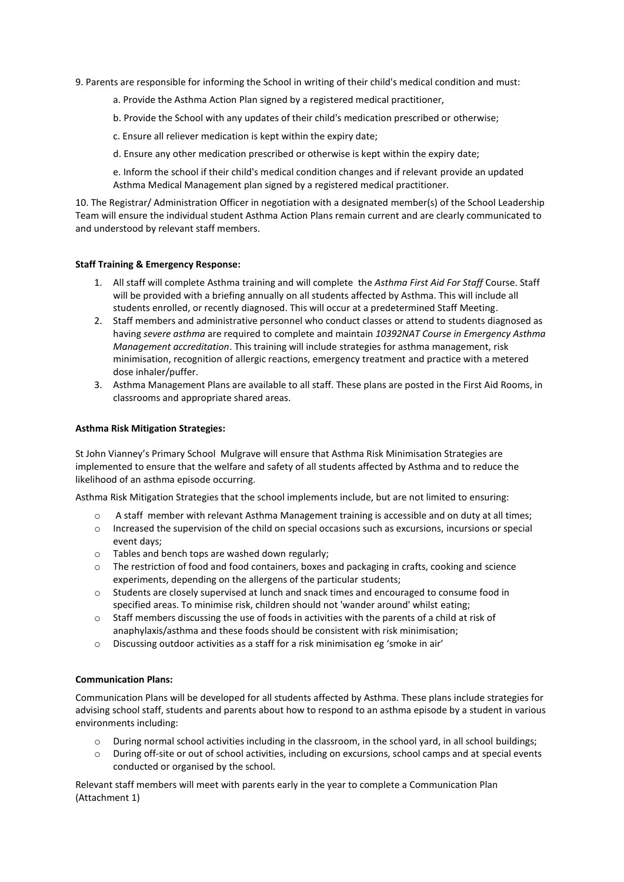9. Parents are responsible for informing the School in writing of their child's medical condition and must:

   a. Provide the Asthma Action Plan signed by a registered medical practitioner,

   b. Provide the School with any updates of their child's medication prescribed or otherwise;

   c. Ensure all reliever medication is kept within the expiry date;

   d. Ensure any other medication prescribed or otherwise is kept within the expiry date;

   e. Inform the school if their child's medical condition changes and if relevant provide an updated Asthma Medical Management plan signed by a registered medical practitioner.

10. The Registrar/ Administration Officer in negotiation with a designated member(s) of the School Leadership Team will ensure the individual student Asthma Action Plans remain current and are clearly communicated to and understood by relevant staff members.

**Staff Training & Emergency Response:**

1. All staff will complete Asthma training and will complete the *Asthma First Aid For Staff* Course. Staff will be provided with a briefing annually on all students affected by Asthma. This will include all students enrolled, or recently diagnosed. This will occur at a predetermined Staff Meeting.
2. Staff members and administrative personnel who conduct classes or attend to students diagnosed as having *severe asthma* are required to complete and maintain *10392NAT Course in Emergency Asthma Management accreditation*. This training will include strategies for asthma management, risk minimisation, recognition of allergic reactions, emergency treatment and practice with a metered dose inhaler/puffer.
3. Asthma Management Plans are available to all staff. These plans are posted in the First Aid Rooms, in classrooms and appropriate shared areas.

**Asthma Risk Mitigation Strategies:**

St John Vianney's Primary School Mulgrave will ensure that Asthma Risk Minimisation Strategies are implemented to ensure that the welfare and safety of all students affected by Asthma and to reduce the likelihood of an asthma episode occurring.

Asthma Risk Mitigation Strategies that the school implements include, but are not limited to ensuring:

- A staff member with relevant Asthma Management training is accessible and on duty at all times;
- Increased the supervision of the child on special occasions such as excursions, incursions or special event days;
- Tables and bench tops are washed down regularly;
- The restriction of food and food containers, boxes and packaging in crafts, cooking and science experiments, depending on the allergens of the particular students;
- Students are closely supervised at lunch and snack times and encouraged to consume food in specified areas. To minimise risk, children should not 'wander around' whilst eating;
- Staff members discussing the use of foods in activities with the parents of a child at risk of anaphylaxis/asthma and these foods should be consistent with risk minimisation;
- Discussing outdoor activities as a staff for a risk minimisation eg 'smoke in air'

**Communication Plans:**

Communication Plans will be developed for all students affected by Asthma. These plans include strategies for advising school staff, students and parents about how to respond to an asthma episode by a student in various environments including:

- During normal school activities including in the classroom, in the school yard, in all school buildings;
- During off-site or out of school activities, including on excursions, school camps and at special events conducted or organised by the school.

Relevant staff members will meet with parents early in the year to complete a Communication Plan (Attachment 1)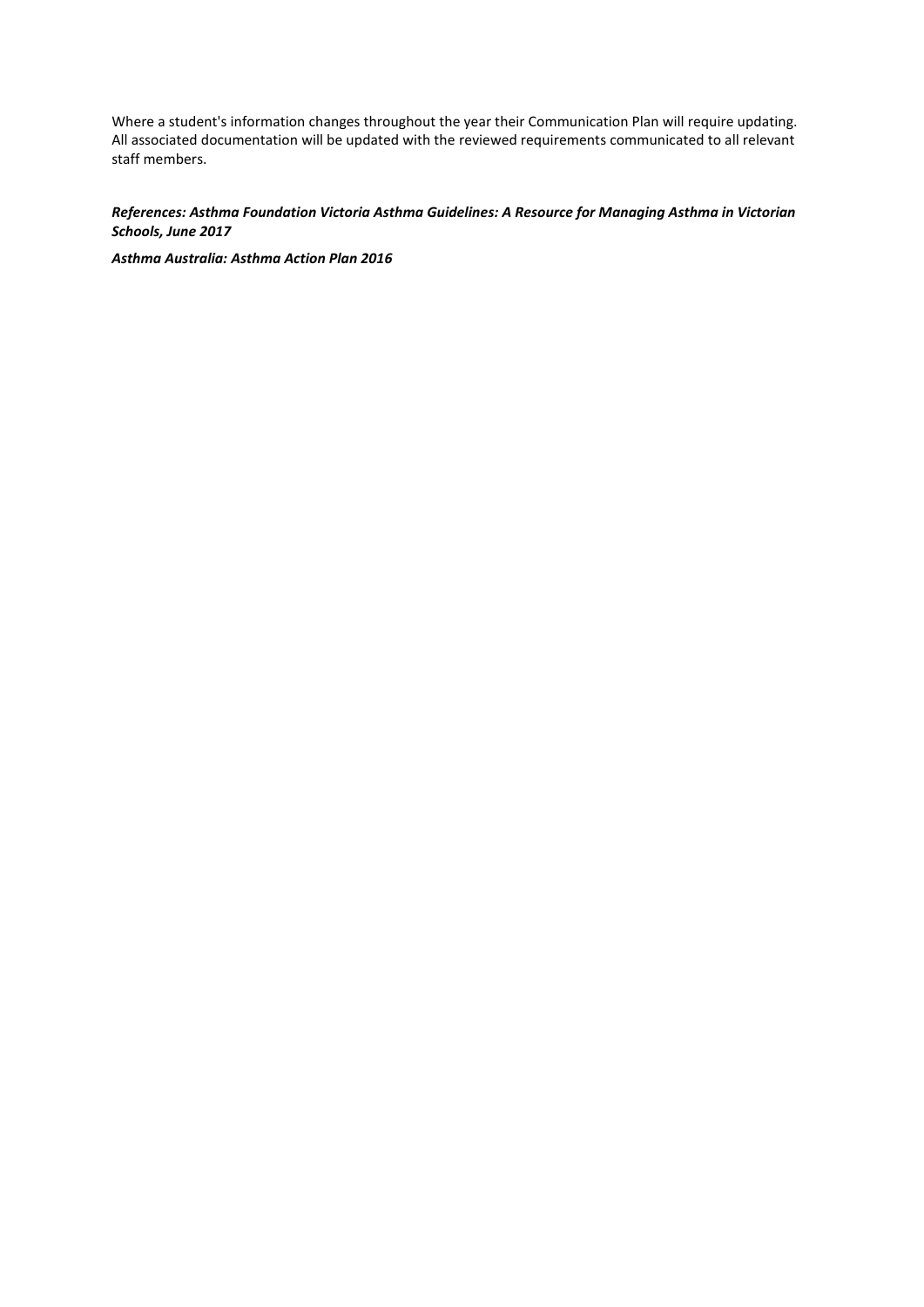Where a student's information changes throughout the year their Communication Plan will require updating. All associated documentation will be updated with the reviewed requirements communicated to all relevant staff members.

***References: Asthma Foundation Victoria Asthma Guidelines: A Resource for Managing Asthma in Victorian Schools, June 2017***

***Asthma Australia: Asthma Action Plan 2016***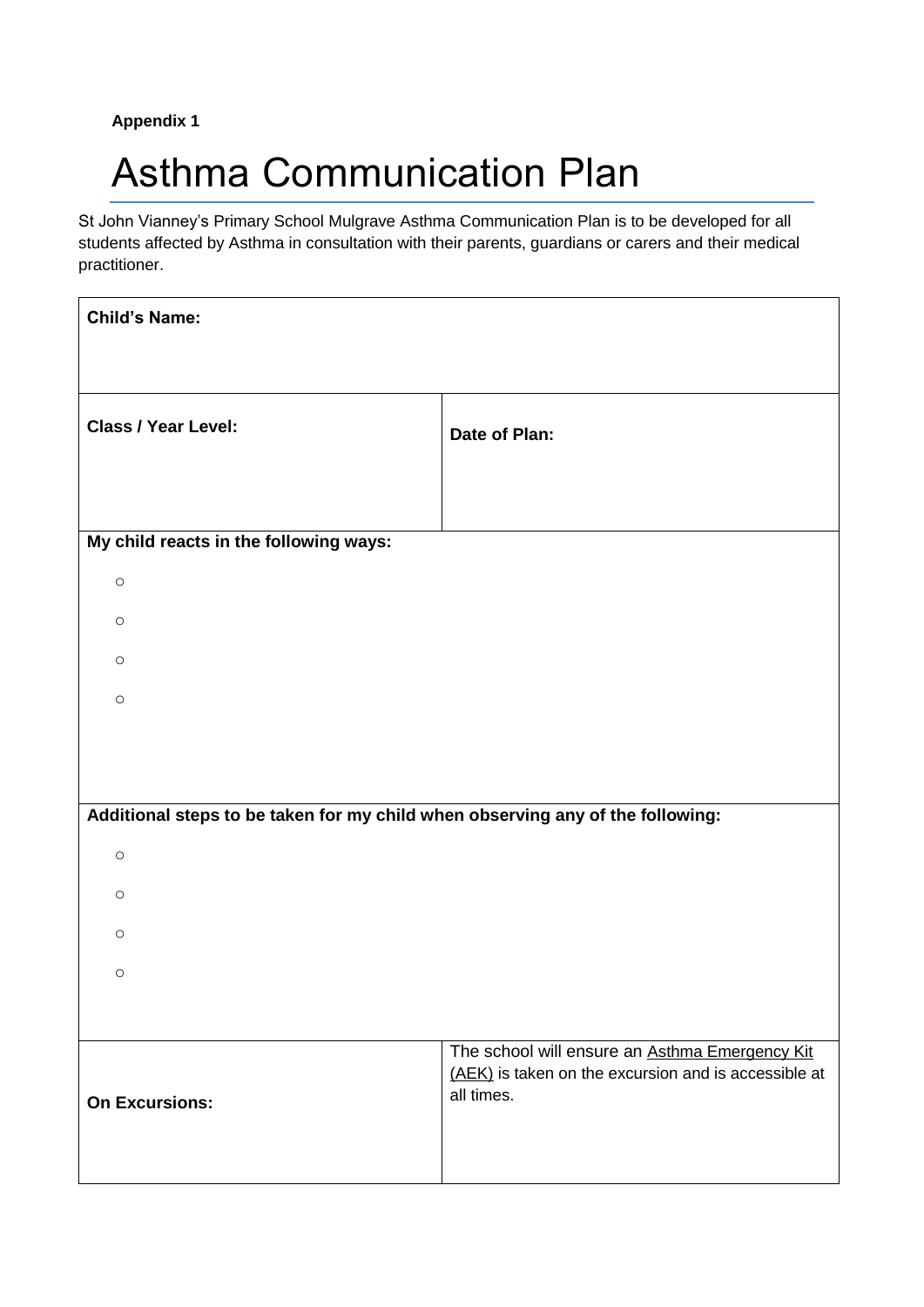**Appendix 1**

# Asthma Communication Plan

St John Vianney's Primary School Mulgrave Asthma Communication Plan is to be developed for all students affected by Asthma in consultation with their parents, guardians or carers and their medical practitioner.

| **Child's Name:** | |
|---|---|
| **Class / Year Level:** | **Date of Plan:** |
| **My child reacts in the following ways:**<br>○<br>○<br>○<br>○ | |
| **Additional steps to be taken for my child when observing any of the following:**<br>○<br>○<br>○<br>○ | |
| **On Excursions:** | The school will ensure an Asthma Emergency Kit (AEK) is taken on the excursion and is accessible at all times. |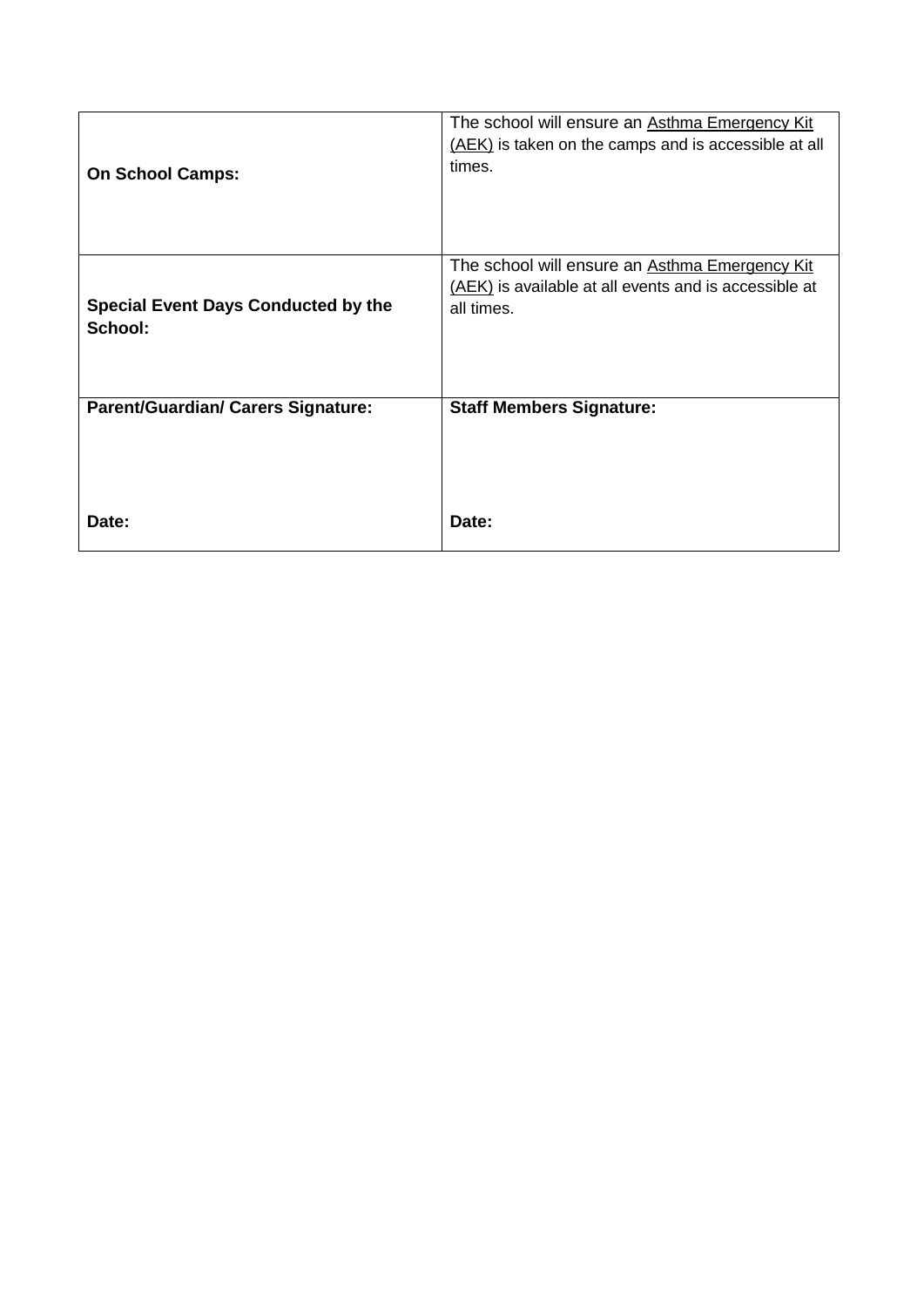| | |
|---|---|
| **On School Camps:** | The school will ensure an Asthma Emergency Kit (AEK) is taken on the camps and is accessible at all times. |
| **Special Event Days Conducted by the School:** | The school will ensure an Asthma Emergency Kit (AEK) is available at all events and is accessible at all times. |
| **Parent/Guardian/ Carers Signature:**<br><br><br>**Date:** | **Staff Members Signature:**<br><br><br>**Date:** |